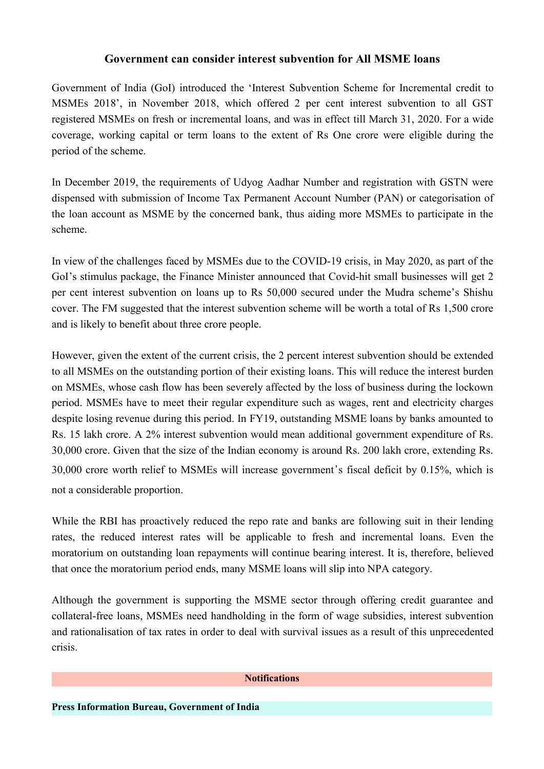## Government can consider interest subvention for All MSME loans

Government of India (GoI) introduced the 'Interest Subvention Scheme for Incremental credit to MSMEs 2018', in November 2018, which offered 2 per cent interest subvention to all GST registered MSMEs on fresh or incremental loans, and was in effect till March 31, 2020. For a wide coverage, working capital or term loans to the extent of Rs One crore were eligible during the period of the scheme.

In December 2019, the requirements of Udyog Aadhar Number and registration with GSTN were dispensed with submission of Income Tax Permanent Account Number (PAN) or categorisation of the loan account as MSME by the concerned bank, thus aiding more MSMEs to participate in the scheme.

In view of the challenges faced by MSMEs due to the COVID-19 crisis, in May 2020, as part of the GoI's stimulus package, the Finance Minister announced that Covid-hit small businesses will get 2 per cent interest subvention on loans up to Rs 50,000 secured under the Mudra scheme's Shishu cover. The FM suggested that the interest subvention scheme will be worth a total of Rs 1,500 crore and is likely to benefit about three crore people.

However, given the extent of the current crisis, the 2 percent interest subvention should be extended to all MSMEs on the outstanding portion of their existing loans. This will reduce the interest burden on MSMEs, whose cash flow has been severely affected by the loss of business during the lockown period. MSMEs have to meet their regular expenditure such as wages, rent and electricity charges despite losing revenue during this period. In FY19, outstanding MSME loans by banks amounted to Rs. 15 lakh crore. A 2% interest subvention would mean additional government expenditure of Rs. 30,000 crore. Given that the size of the Indian economy is around Rs. 200 lakh crore, extending Rs. 30,000 crore worth relief to MSMEs will increase government's fiscal deficit by 0.15%, which is not a considerable proportion.

While the RBI has proactively reduced the repo rate and banks are following suit in their lending rates, the reduced interest rates will be applicable to fresh and incremental loans. Even the moratorium on outstanding loan repayments will continue bearing interest. It is, therefore, believed that once the moratorium period ends, many MSME loans will slip into NPA category.

Although the government is supporting the MSME sector through offering credit guarantee and collateral-free loans, MSMEs need handholding in the form of wage subsidies, interest subvention and rationalisation of tax rates in order to deal with survival issues as a result of this unprecedented crisis.

**Notifications**

**Press Information Bureau, Government of India**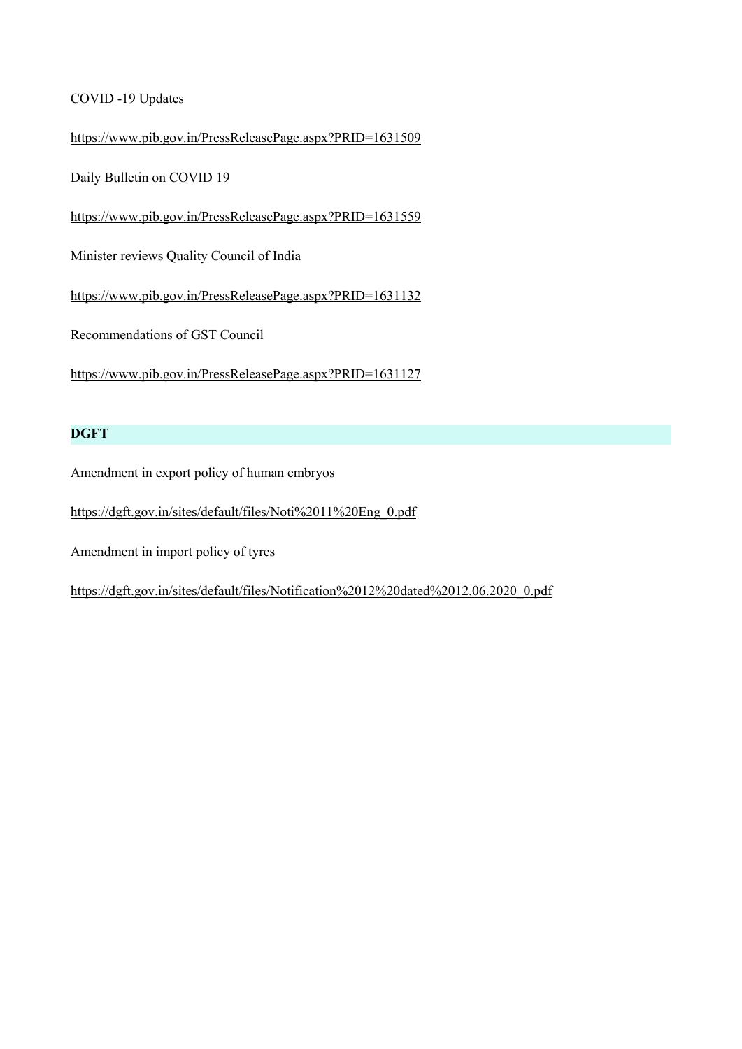COVID -19 Updates

https://www.pib.gov.in/PressReleasePage.aspx?PRID=1631509

Daily Bulletin on COVID 19

https://www.pib.gov.in/PressReleasePage.aspx?PRID=1631559

Minister reviews Quality Council of India

https://www.pib.gov.in/PressReleasePage.aspx?PRID=1631132

Recommendations of GST Council

https://www.pib.gov.in/PressReleasePage.aspx?PRID=1631127

**DGFT**

Amendment in export policy of human embryos

https://dgft.gov.in/sites/default/files/Noti%2011%20Eng_0.pdf

Amendment in import policy of tyres

https://dgft.gov.in/sites/default/files/Notification%2012%20dated%2012.06.2020_0.pdf